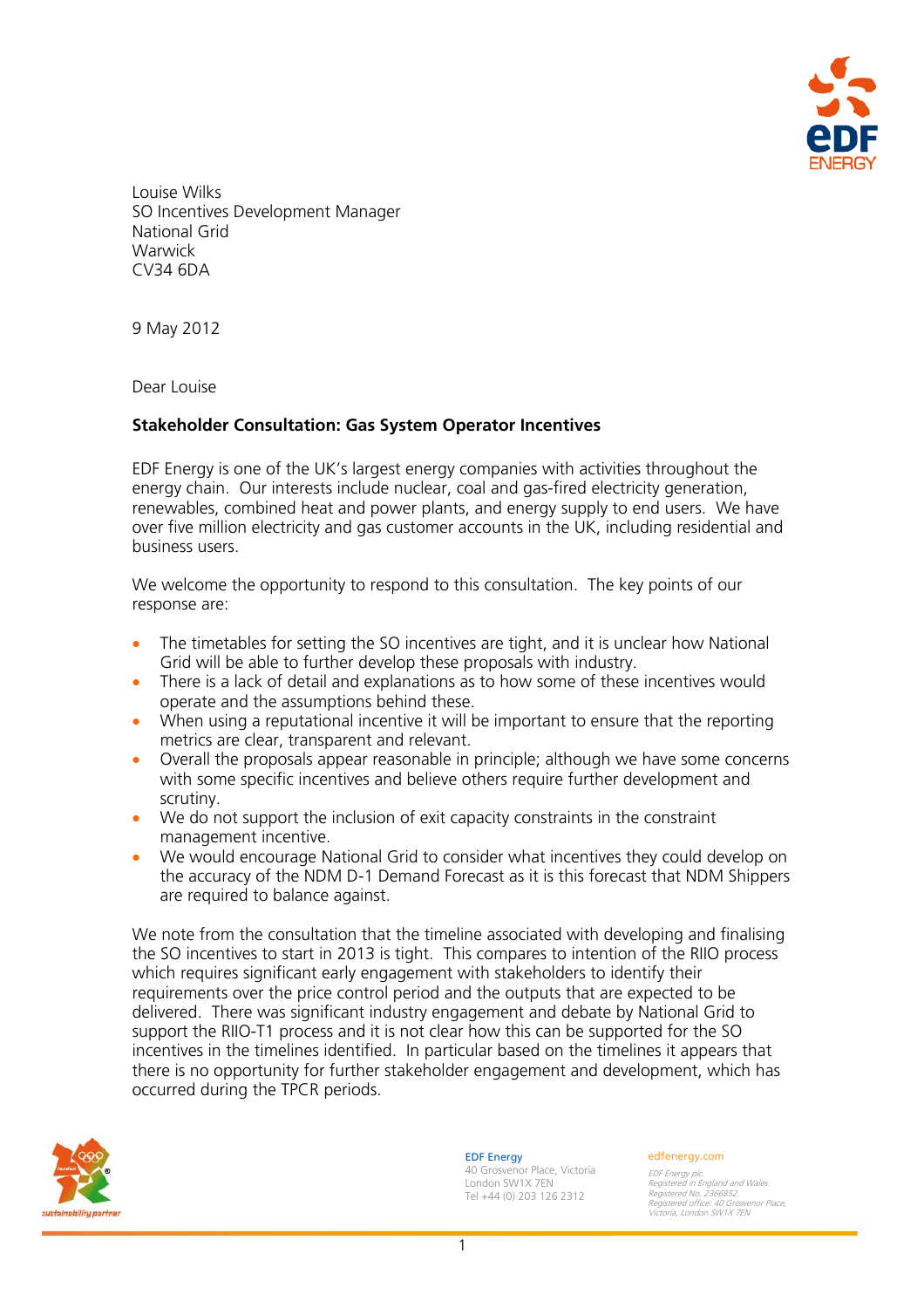Louise Wilks
SO Incentives Development Manager
National Grid
Warwick
CV34 6DA

9 May 2012

Dear Louise

**Stakeholder Consultation: Gas System Operator Incentives**

EDF Energy is one of the UK's largest energy companies with activities throughout the energy chain. Our interests include nuclear, coal and gas-fired electricity generation, renewables, combined heat and power plants, and energy supply to end users. We have over five million electricity and gas customer accounts in the UK, including residential and business users.

We welcome the opportunity to respond to this consultation. The key points of our response are:

- The timetables for setting the SO incentives are tight, and it is unclear how National Grid will be able to further develop these proposals with industry.
- There is a lack of detail and explanations as to how some of these incentives would operate and the assumptions behind these.
- When using a reputational incentive it will be important to ensure that the reporting metrics are clear, transparent and relevant.
- Overall the proposals appear reasonable in principle; although we have some concerns with some specific incentives and believe others require further development and scrutiny.
- We do not support the inclusion of exit capacity constraints in the constraint management incentive.
- We would encourage National Grid to consider what incentives they could develop on the accuracy of the NDM D-1 Demand Forecast as it is this forecast that NDM Shippers are required to balance against.

We note from the consultation that the timeline associated with developing and finalising the SO incentives to start in 2013 is tight. This compares to intention of the RIIO process which requires significant early engagement with stakeholders to identify their requirements over the price control period and the outputs that are expected to be delivered. There was significant industry engagement and debate by National Grid to support the RIIO-T1 process and it is not clear how this can be supported for the SO incentives in the timelines identified. In particular based on the timelines it appears that there is no opportunity for further stakeholder engagement and development, which has occurred during the TPCR periods.

EDF Energy
40 Grosvenor Place, Victoria
London SW1X 7EN
Tel +44 (0) 203 126 2312

edfenergy.com

EDF Energy plc.
Registered in England and Wales.
Registered No. 2366852.
Registered office: 40 Grosvenor Place,
Victoria, London SW1X 7EN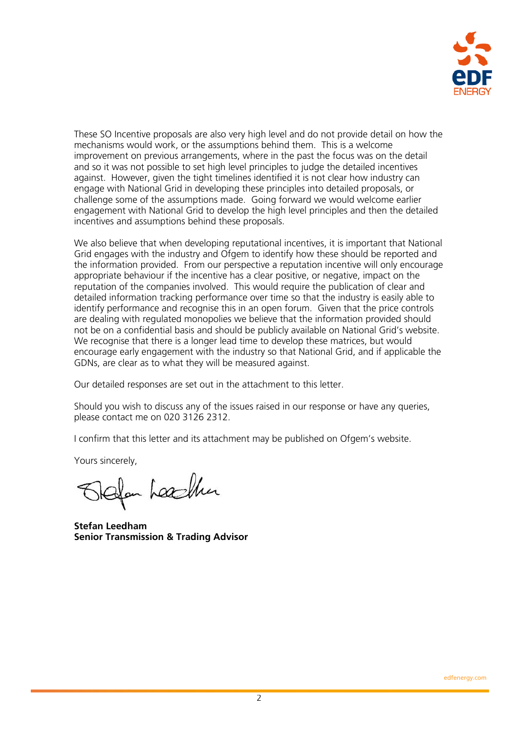These SO Incentive proposals are also very high level and do not provide detail on how the mechanisms would work, or the assumptions behind them. This is a welcome improvement on previous arrangements, where in the past the focus was on the detail and so it was not possible to set high level principles to judge the detailed incentives against. However, given the tight timelines identified it is not clear how industry can engage with National Grid in developing these principles into detailed proposals, or challenge some of the assumptions made. Going forward we would welcome earlier engagement with National Grid to develop the high level principles and then the detailed incentives and assumptions behind these proposals.

We also believe that when developing reputational incentives, it is important that National Grid engages with the industry and Ofgem to identify how these should be reported and the information provided. From our perspective a reputation incentive will only encourage appropriate behaviour if the incentive has a clear positive, or negative, impact on the reputation of the companies involved. This would require the publication of clear and detailed information tracking performance over time so that the industry is easily able to identify performance and recognise this in an open forum. Given that the price controls are dealing with regulated monopolies we believe that the information provided should not be on a confidential basis and should be publicly available on National Grid's website. We recognise that there is a longer lead time to develop these matrices, but would encourage early engagement with the industry so that National Grid, and if applicable the GDNs, are clear as to what they will be measured against.

Our detailed responses are set out in the attachment to this letter.

Should you wish to discuss any of the issues raised in our response or have any queries, please contact me on 020 3126 2312.

I confirm that this letter and its attachment may be published on Ofgem's website.

Yours sincerely,

**Stefan Leedham**
**Senior Transmission & Trading Advisor**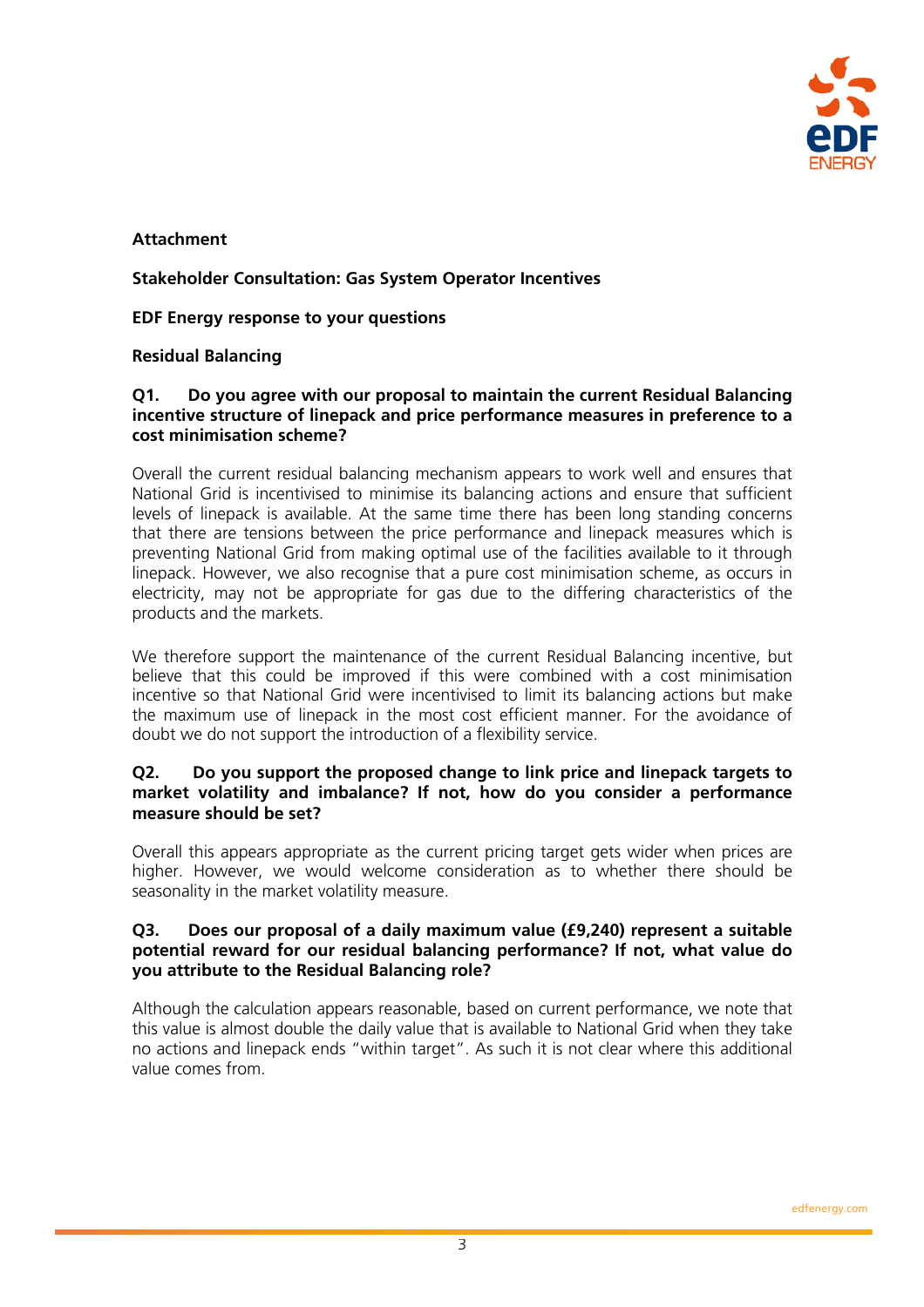**Attachment**

**Stakeholder Consultation: Gas System Operator Incentives**

**EDF Energy response to your questions**

**Residual Balancing**

**Q1. Do you agree with our proposal to maintain the current Residual Balancing incentive structure of linepack and price performance measures in preference to a cost minimisation scheme?**

Overall the current residual balancing mechanism appears to work well and ensures that National Grid is incentivised to minimise its balancing actions and ensure that sufficient levels of linepack is available. At the same time there has been long standing concerns that there are tensions between the price performance and linepack measures which is preventing National Grid from making optimal use of the facilities available to it through linepack. However, we also recognise that a pure cost minimisation scheme, as occurs in electricity, may not be appropriate for gas due to the differing characteristics of the products and the markets.

We therefore support the maintenance of the current Residual Balancing incentive, but believe that this could be improved if this were combined with a cost minimisation incentive so that National Grid were incentivised to limit its balancing actions but make the maximum use of linepack in the most cost efficient manner. For the avoidance of doubt we do not support the introduction of a flexibility service.

**Q2. Do you support the proposed change to link price and linepack targets to market volatility and imbalance? If not, how do you consider a performance measure should be set?**

Overall this appears appropriate as the current pricing target gets wider when prices are higher. However, we would welcome consideration as to whether there should be seasonality in the market volatility measure.

**Q3. Does our proposal of a daily maximum value (£9,240) represent a suitable potential reward for our residual balancing performance? If not, what value do you attribute to the Residual Balancing role?**

Although the calculation appears reasonable, based on current performance, we note that this value is almost double the daily value that is available to National Grid when they take no actions and linepack ends "within target". As such it is not clear where this additional value comes from.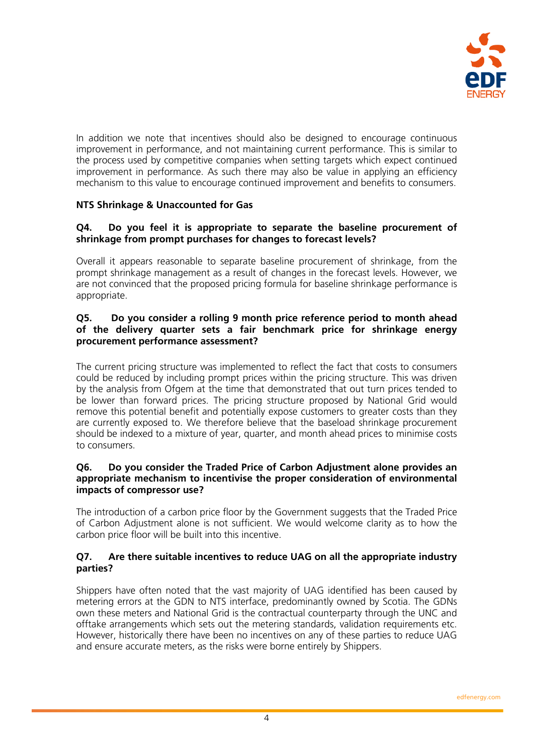In addition we note that incentives should also be designed to encourage continuous improvement in performance, and not maintaining current performance. This is similar to the process used by competitive companies when setting targets which expect continued improvement in performance. As such there may also be value in applying an efficiency mechanism to this value to encourage continued improvement and benefits to consumers.

**NTS Shrinkage & Unaccounted for Gas**

**Q4. Do you feel it is appropriate to separate the baseline procurement of shrinkage from prompt purchases for changes to forecast levels?**

Overall it appears reasonable to separate baseline procurement of shrinkage, from the prompt shrinkage management as a result of changes in the forecast levels. However, we are not convinced that the proposed pricing formula for baseline shrinkage performance is appropriate.

**Q5. Do you consider a rolling 9 month price reference period to month ahead of the delivery quarter sets a fair benchmark price for shrinkage energy procurement performance assessment?**

The current pricing structure was implemented to reflect the fact that costs to consumers could be reduced by including prompt prices within the pricing structure. This was driven by the analysis from Ofgem at the time that demonstrated that out turn prices tended to be lower than forward prices. The pricing structure proposed by National Grid would remove this potential benefit and potentially expose customers to greater costs than they are currently exposed to. We therefore believe that the baseload shrinkage procurement should be indexed to a mixture of year, quarter, and month ahead prices to minimise costs to consumers.

**Q6. Do you consider the Traded Price of Carbon Adjustment alone provides an appropriate mechanism to incentivise the proper consideration of environmental impacts of compressor use?**

The introduction of a carbon price floor by the Government suggests that the Traded Price of Carbon Adjustment alone is not sufficient. We would welcome clarity as to how the carbon price floor will be built into this incentive.

**Q7. Are there suitable incentives to reduce UAG on all the appropriate industry parties?**

Shippers have often noted that the vast majority of UAG identified has been caused by metering errors at the GDN to NTS interface, predominantly owned by Scotia. The GDNs own these meters and National Grid is the contractual counterparty through the UNC and offtake arrangements which sets out the metering standards, validation requirements etc. However, historically there have been no incentives on any of these parties to reduce UAG and ensure accurate meters, as the risks were borne entirely by Shippers.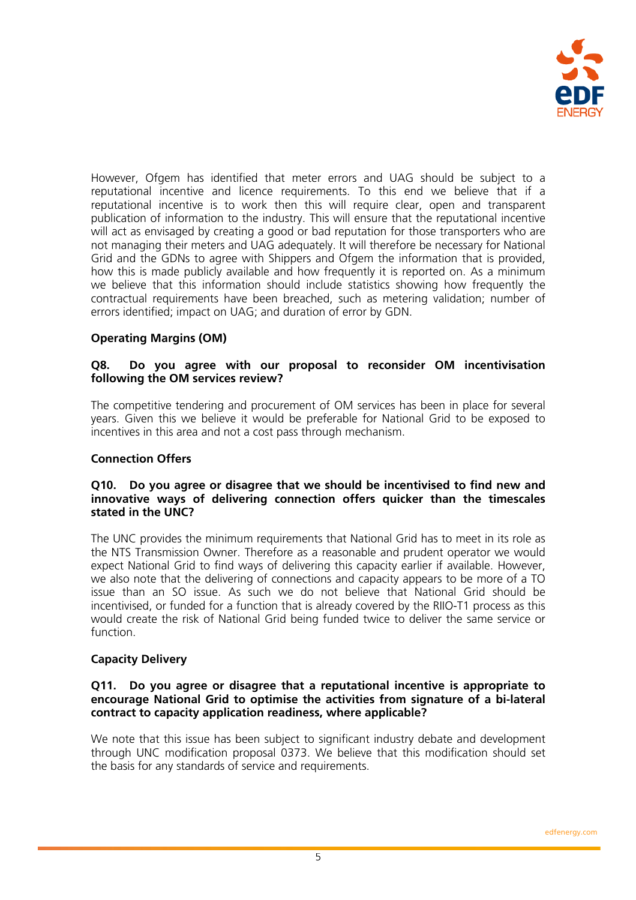However, Ofgem has identified that meter errors and UAG should be subject to a reputational incentive and licence requirements. To this end we believe that if a reputational incentive is to work then this will require clear, open and transparent publication of information to the industry. This will ensure that the reputational incentive will act as envisaged by creating a good or bad reputation for those transporters who are not managing their meters and UAG adequately. It will therefore be necessary for National Grid and the GDNs to agree with Shippers and Ofgem the information that is provided, how this is made publicly available and how frequently it is reported on. As a minimum we believe that this information should include statistics showing how frequently the contractual requirements have been breached, such as metering validation; number of errors identified; impact on UAG; and duration of error by GDN.

**Operating Margins (OM)**

**Q8. Do you agree with our proposal to reconsider OM incentivisation following the OM services review?**

The competitive tendering and procurement of OM services has been in place for several years. Given this we believe it would be preferable for National Grid to be exposed to incentives in this area and not a cost pass through mechanism.

**Connection Offers**

**Q10. Do you agree or disagree that we should be incentivised to find new and innovative ways of delivering connection offers quicker than the timescales stated in the UNC?**

The UNC provides the minimum requirements that National Grid has to meet in its role as the NTS Transmission Owner. Therefore as a reasonable and prudent operator we would expect National Grid to find ways of delivering this capacity earlier if available. However, we also note that the delivering of connections and capacity appears to be more of a TO issue than an SO issue. As such we do not believe that National Grid should be incentivised, or funded for a function that is already covered by the RIIO-T1 process as this would create the risk of National Grid being funded twice to deliver the same service or function.

**Capacity Delivery**

**Q11. Do you agree or disagree that a reputational incentive is appropriate to encourage National Grid to optimise the activities from signature of a bi-lateral contract to capacity application readiness, where applicable?**

We note that this issue has been subject to significant industry debate and development through UNC modification proposal 0373. We believe that this modification should set the basis for any standards of service and requirements.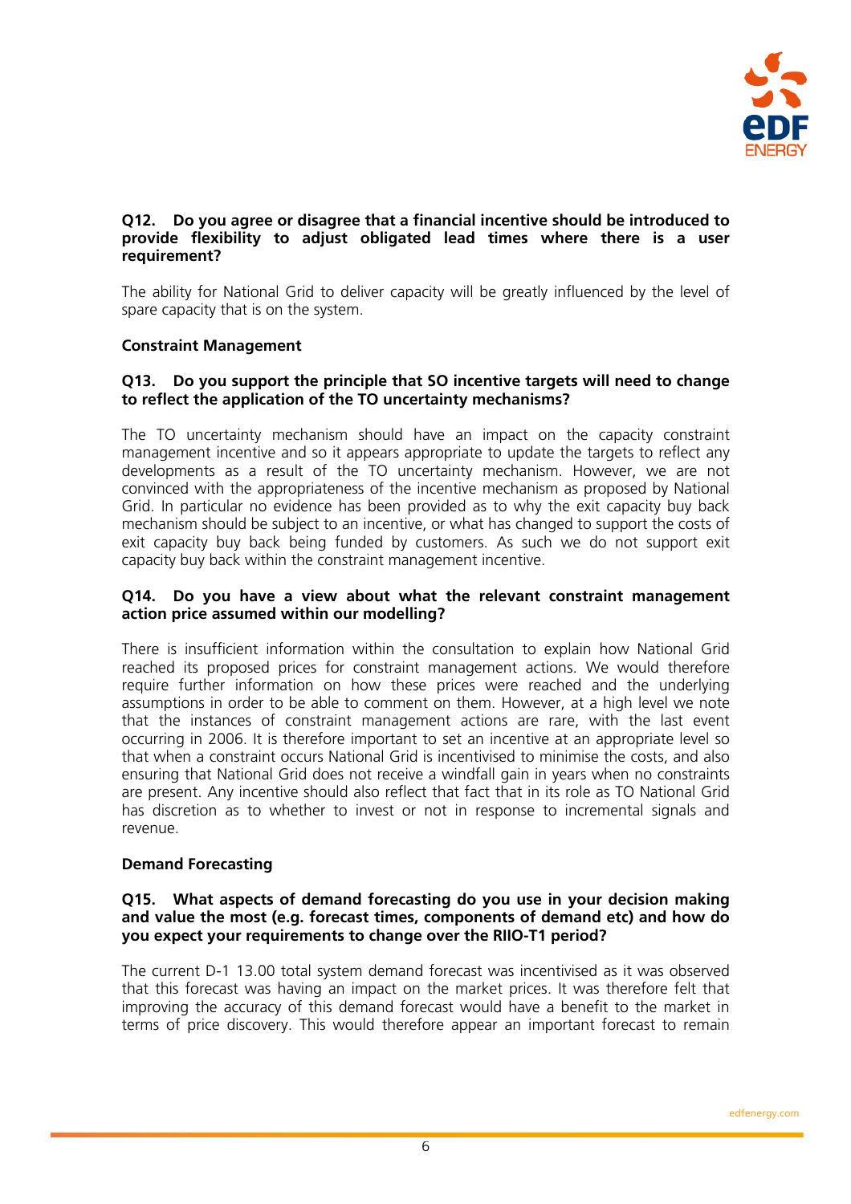**Q12. Do you agree or disagree that a financial incentive should be introduced to provide flexibility to adjust obligated lead times where there is a user requirement?**

The ability for National Grid to deliver capacity will be greatly influenced by the level of spare capacity that is on the system.

**Constraint Management**

**Q13. Do you support the principle that SO incentive targets will need to change to reflect the application of the TO uncertainty mechanisms?**

The TO uncertainty mechanism should have an impact on the capacity constraint management incentive and so it appears appropriate to update the targets to reflect any developments as a result of the TO uncertainty mechanism. However, we are not convinced with the appropriateness of the incentive mechanism as proposed by National Grid. In particular no evidence has been provided as to why the exit capacity buy back mechanism should be subject to an incentive, or what has changed to support the costs of exit capacity buy back being funded by customers. As such we do not support exit capacity buy back within the constraint management incentive.

**Q14. Do you have a view about what the relevant constraint management action price assumed within our modelling?**

There is insufficient information within the consultation to explain how National Grid reached its proposed prices for constraint management actions. We would therefore require further information on how these prices were reached and the underlying assumptions in order to be able to comment on them. However, at a high level we note that the instances of constraint management actions are rare, with the last event occurring in 2006. It is therefore important to set an incentive at an appropriate level so that when a constraint occurs National Grid is incentivised to minimise the costs, and also ensuring that National Grid does not receive a windfall gain in years when no constraints are present. Any incentive should also reflect that fact that in its role as TO National Grid has discretion as to whether to invest or not in response to incremental signals and revenue.

**Demand Forecasting**

**Q15. What aspects of demand forecasting do you use in your decision making and value the most (e.g. forecast times, components of demand etc) and how do you expect your requirements to change over the RIIO-T1 period?**

The current D-1 13.00 total system demand forecast was incentivised as it was observed that this forecast was having an impact on the market prices. It was therefore felt that improving the accuracy of this demand forecast would have a benefit to the market in terms of price discovery. This would therefore appear an important forecast to remain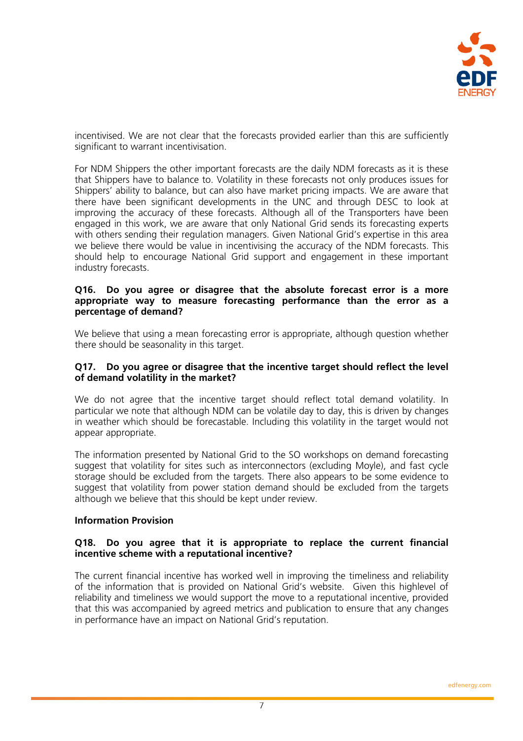incentivised. We are not clear that the forecasts provided earlier than this are sufficiently significant to warrant incentivisation.

For NDM Shippers the other important forecasts are the daily NDM forecasts as it is these that Shippers have to balance to. Volatility in these forecasts not only produces issues for Shippers' ability to balance, but can also have market pricing impacts. We are aware that there have been significant developments in the UNC and through DESC to look at improving the accuracy of these forecasts. Although all of the Transporters have been engaged in this work, we are aware that only National Grid sends its forecasting experts with others sending their regulation managers. Given National Grid's expertise in this area we believe there would be value in incentivising the accuracy of the NDM forecasts. This should help to encourage National Grid support and engagement in these important industry forecasts.

**Q16. Do you agree or disagree that the absolute forecast error is a more appropriate way to measure forecasting performance than the error as a percentage of demand?**

We believe that using a mean forecasting error is appropriate, although question whether there should be seasonality in this target.

**Q17. Do you agree or disagree that the incentive target should reflect the level of demand volatility in the market?**

We do not agree that the incentive target should reflect total demand volatility. In particular we note that although NDM can be volatile day to day, this is driven by changes in weather which should be forecastable. Including this volatility in the target would not appear appropriate.

The information presented by National Grid to the SO workshops on demand forecasting suggest that volatility for sites such as interconnectors (excluding Moyle), and fast cycle storage should be excluded from the targets. There also appears to be some evidence to suggest that volatility from power station demand should be excluded from the targets although we believe that this should be kept under review.

**Information Provision**

**Q18. Do you agree that it is appropriate to replace the current financial incentive scheme with a reputational incentive?**

The current financial incentive has worked well in improving the timeliness and reliability of the information that is provided on National Grid's website. Given this highlevel of reliability and timeliness we would support the move to a reputational incentive, provided that this was accompanied by agreed metrics and publication to ensure that any changes in performance have an impact on National Grid's reputation.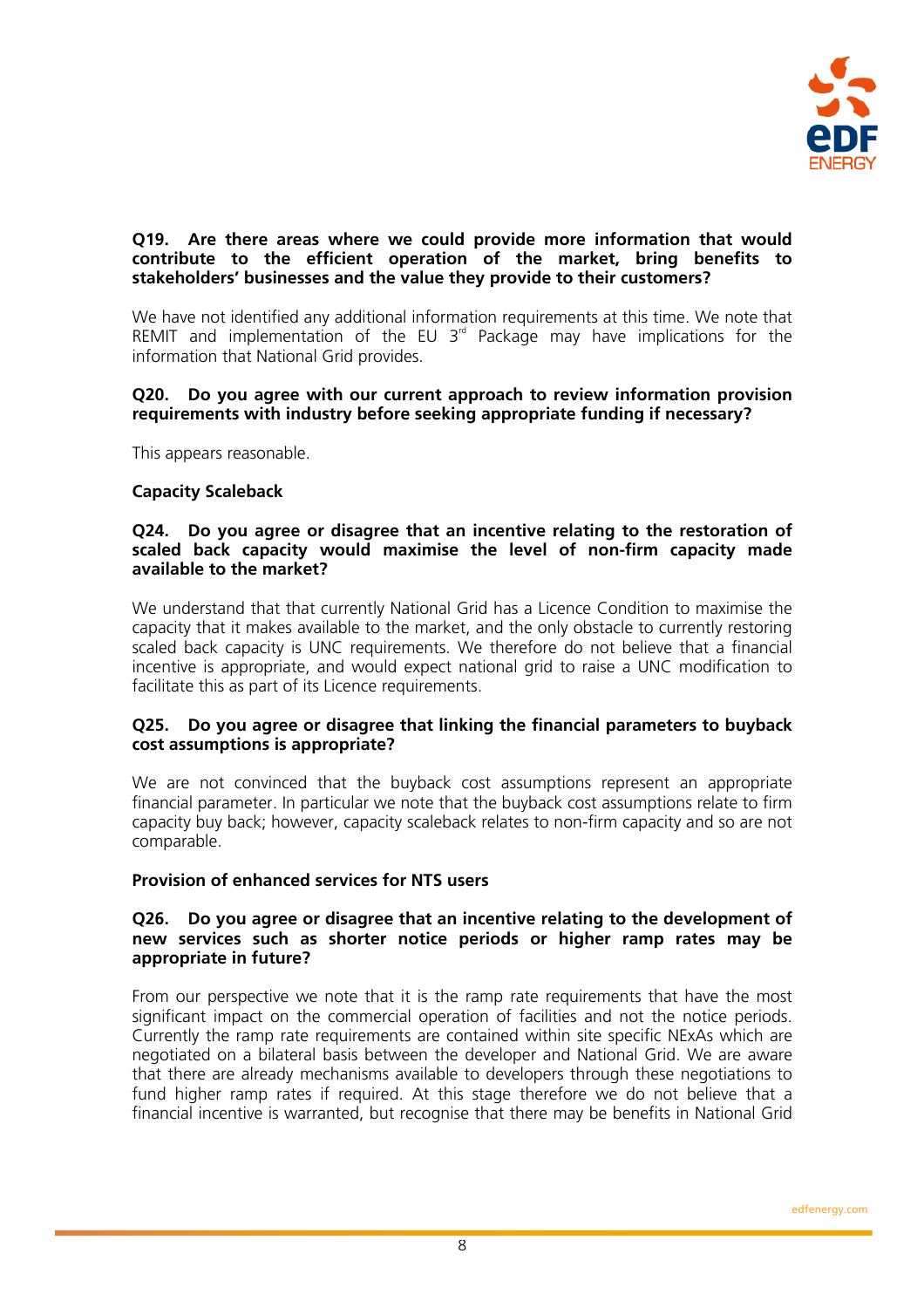**Q19. Are there areas where we could provide more information that would contribute to the efficient operation of the market, bring benefits to stakeholders' businesses and the value they provide to their customers?**

We have not identified any additional information requirements at this time. We note that REMIT and implementation of the EU 3rd Package may have implications for the information that National Grid provides.

**Q20. Do you agree with our current approach to review information provision requirements with industry before seeking appropriate funding if necessary?**

This appears reasonable.

**Capacity Scaleback**

**Q24. Do you agree or disagree that an incentive relating to the restoration of scaled back capacity would maximise the level of non-firm capacity made available to the market?**

We understand that that currently National Grid has a Licence Condition to maximise the capacity that it makes available to the market, and the only obstacle to currently restoring scaled back capacity is UNC requirements. We therefore do not believe that a financial incentive is appropriate, and would expect national grid to raise a UNC modification to facilitate this as part of its Licence requirements.

**Q25. Do you agree or disagree that linking the financial parameters to buyback cost assumptions is appropriate?**

We are not convinced that the buyback cost assumptions represent an appropriate financial parameter. In particular we note that the buyback cost assumptions relate to firm capacity buy back; however, capacity scaleback relates to non-firm capacity and so are not comparable.

**Provision of enhanced services for NTS users**

**Q26. Do you agree or disagree that an incentive relating to the development of new services such as shorter notice periods or higher ramp rates may be appropriate in future?**

From our perspective we note that it is the ramp rate requirements that have the most significant impact on the commercial operation of facilities and not the notice periods. Currently the ramp rate requirements are contained within site specific NExAs which are negotiated on a bilateral basis between the developer and National Grid. We are aware that there are already mechanisms available to developers through these negotiations to fund higher ramp rates if required. At this stage therefore we do not believe that a financial incentive is warranted, but recognise that there may be benefits in National Grid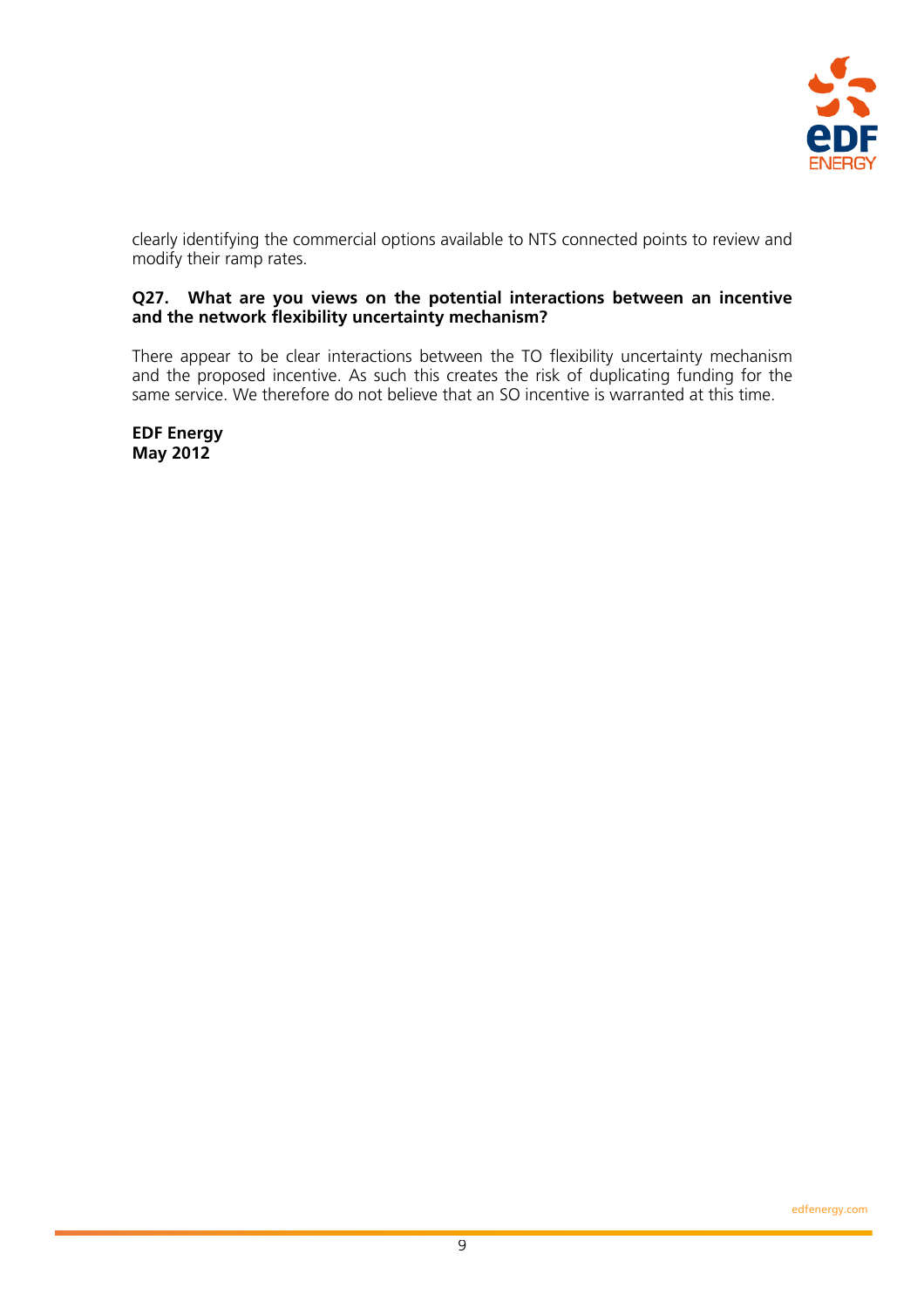clearly identifying the commercial options available to NTS connected points to review and modify their ramp rates.

**Q27. What are you views on the potential interactions between an incentive and the network flexibility uncertainty mechanism?**

There appear to be clear interactions between the TO flexibility uncertainty mechanism and the proposed incentive. As such this creates the risk of duplicating funding for the same service. We therefore do not believe that an SO incentive is warranted at this time.

**EDF Energy**
**May 2012**